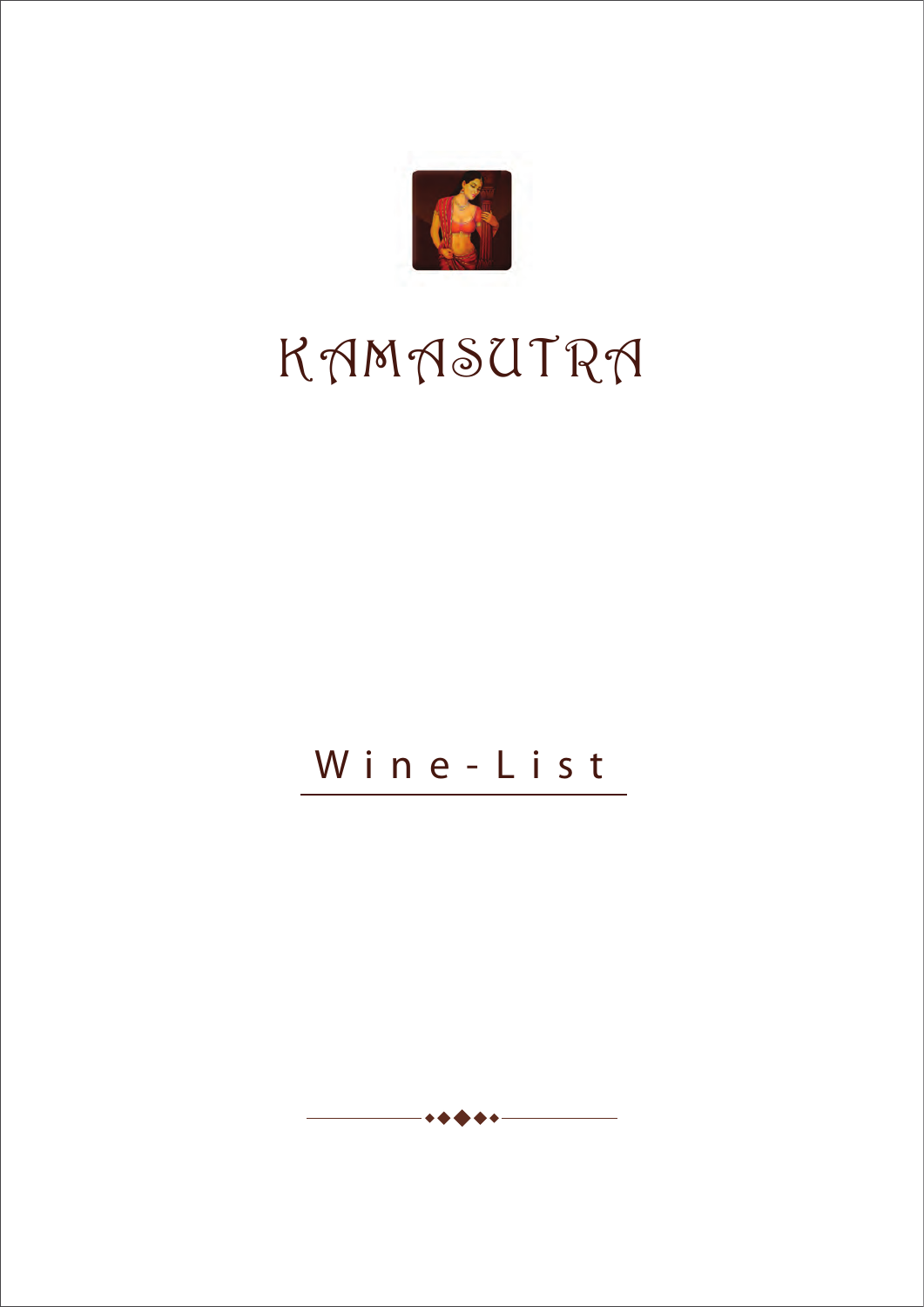# KAMASUTRA

## Wine-List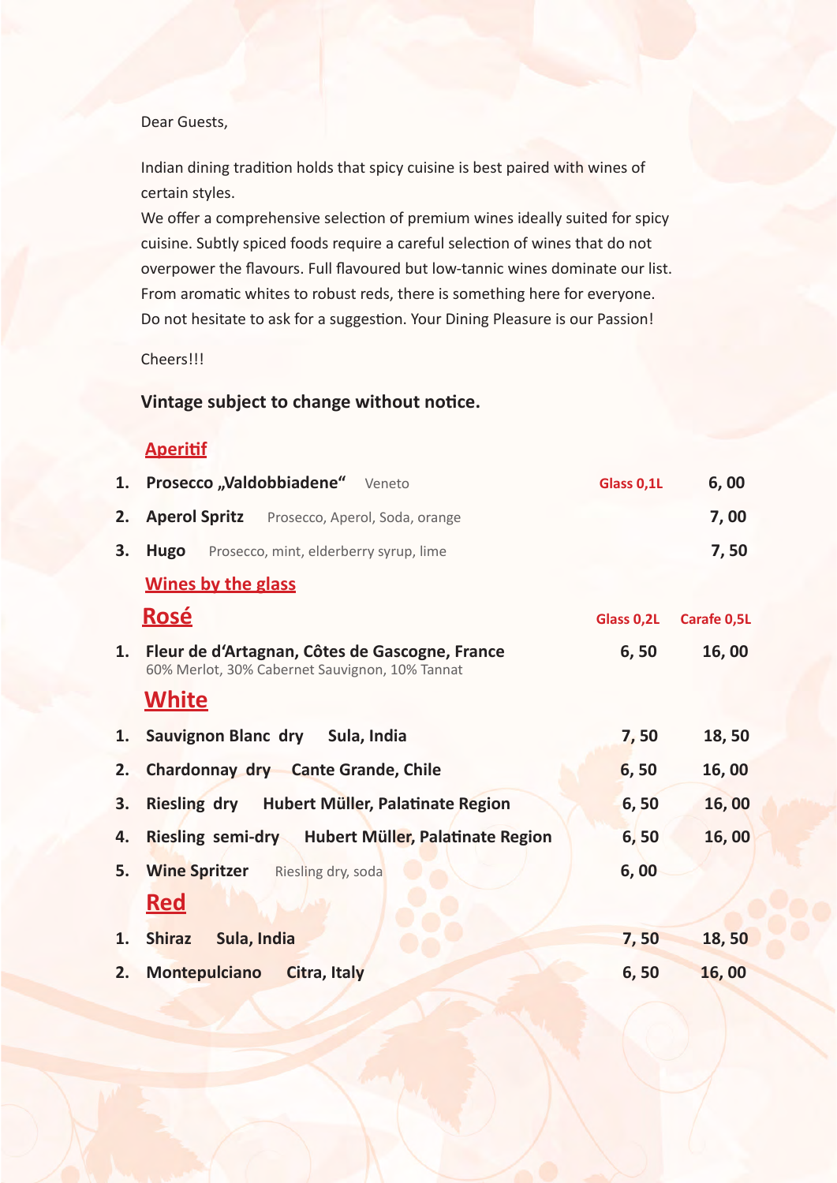Dear Guests,

Indian dining tradition holds that spicy cuisine is best paired with wines of certain styles.
We offer a comprehensive selection of premium wines ideally suited for spicy cuisine. Subtly spiced foods require a careful selection of wines that do not overpower the flavours. Full flavoured but low-tannic wines dominate our list. From aromatic whites to robust reds, there is something here for everyone. Do not hesitate to ask for a suggestion. Your Dining Pleasure is our Passion!

Cheers!!!

**Vintage subject to change without notice.**

## Aperitif

| | | Glass 0,1L | |
|---|---|---|---|
| 1. | **Prosecco „Valdobbiadene“** Veneto | | 6, 00 |
| 2. | **Aperol Spritz** Prosecco, Aperol, Soda, orange | | 7, 00 |
| 3. | **Hugo** Prosecco, mint, elderberry syrup, lime | | 7, 50 |

## Wines by the glass

### Rosé

| | | Glass 0,2L | Carafe 0,5L |
|---|---|---|---|
| 1. | **Fleur de d'Artagnan, Côtes de Gascogne, France** 60% Merlot, 30% Cabernet Sauvignon, 10% Tannat | 6, 50 | 16, 00 |

### White

| | | Glass 0,2L | Carafe 0,5L |
|---|---|---|---|
| 1. | **Sauvignon Blanc dry Sula, India** | 7, 50 | 18, 50 |
| 2. | **Chardonnay dry Cante Grande, Chile** | 6, 50 | 16, 00 |
| 3. | **Riesling dry Hubert Müller, Palatinate Region** | 6, 50 | 16, 00 |
| 4. | **Riesling semi-dry Hubert Müller, Palatinate Region** | 6, 50 | 16, 00 |
| 5. | **Wine Spritzer** Riesling dry, soda | 6, 00 | |

### Red

| | | Glass 0,2L | Carafe 0,5L |
|---|---|---|---|
| 1. | **Shiraz Sula, India** | 7, 50 | 18, 50 |
| 2. | **Montepulciano Citra, Italy** | 6, 50 | 16, 00 |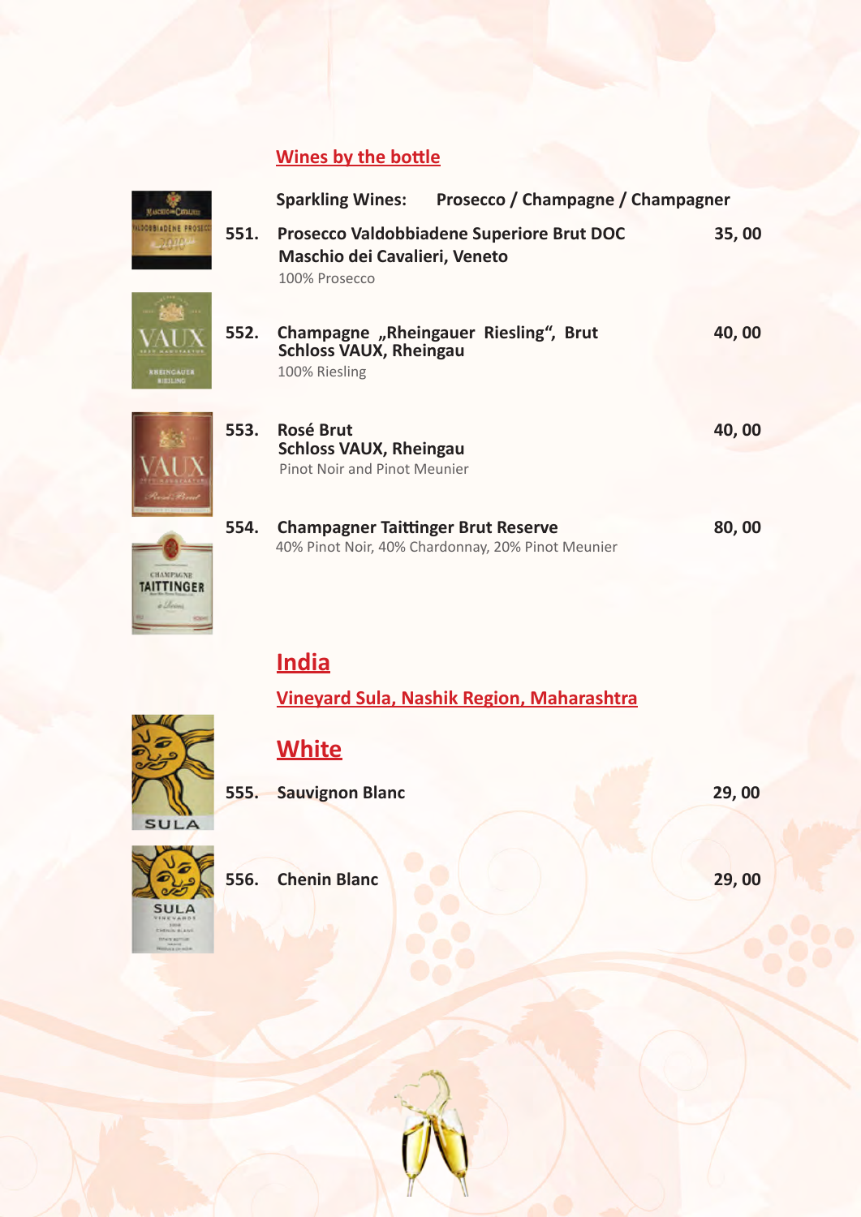## Wines by the bottle

**Sparkling Wines: Prosecco / Champagne / Champagner**

**551. Prosecco Valdobbiadene Superiore Brut DOC** — **35, 00**
**Maschio dei Cavalieri, Veneto**
100% Prosecco

**552. Champagne „Rheingauer Riesling", Brut** — **40, 00**
**Schloss VAUX, Rheingau**
100% Riesling

**553. Rosé Brut** — **40, 00**
**Schloss VAUX, Rheingau**
Pinot Noir and Pinot Meunier

**554. Champagner Taittinger Brut Reserve** — **80, 00**
40% Pinot Noir, 40% Chardonnay, 20% Pinot Meunier

## India

### Vineyard Sula, Nashik Region, Maharashtra

## White

**555. Sauvignon Blanc** — **29, 00**

**556. Chenin Blanc** — **29, 00**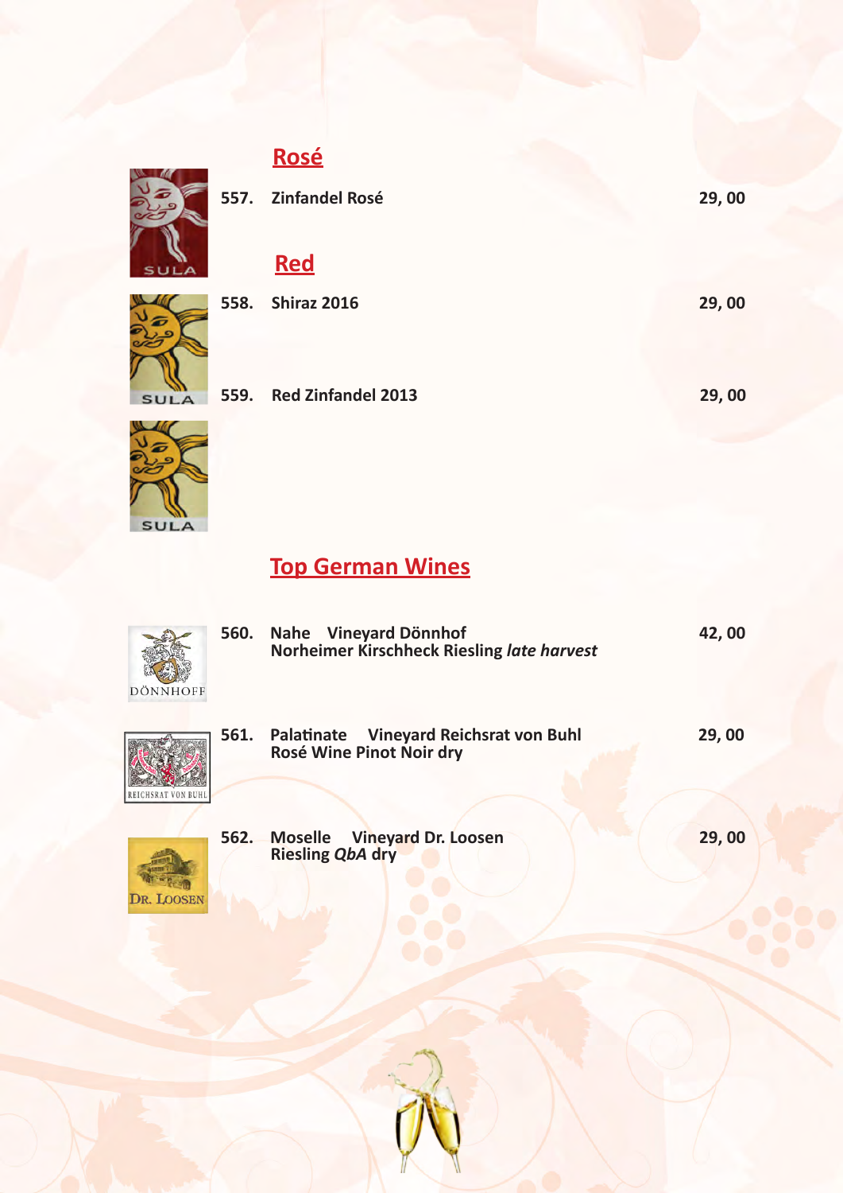## Rosé

| | | |
|---|---|---|
| 557. | Zinfandel Rosé | 29, 00 |

## Red

| | | |
|---|---|---|
| 558. | Shiraz 2016 | 29, 00 |
| 559. | Red Zinfandel 2013 | 29, 00 |

## Top German Wines

| | | |
|---|---|---|
| 560. | Nahe Vineyard Dönnhof<br>Norheimer Kirschheck Riesling *late harvest* | 42, 00 |
| 561. | Palatinate Vineyard Reichsrat von Buhl<br>Rosé Wine Pinot Noir dry | 29, 00 |
| 562. | Moselle Vineyard Dr. Loosen<br>Riesling *QbA* dry | 29, 00 |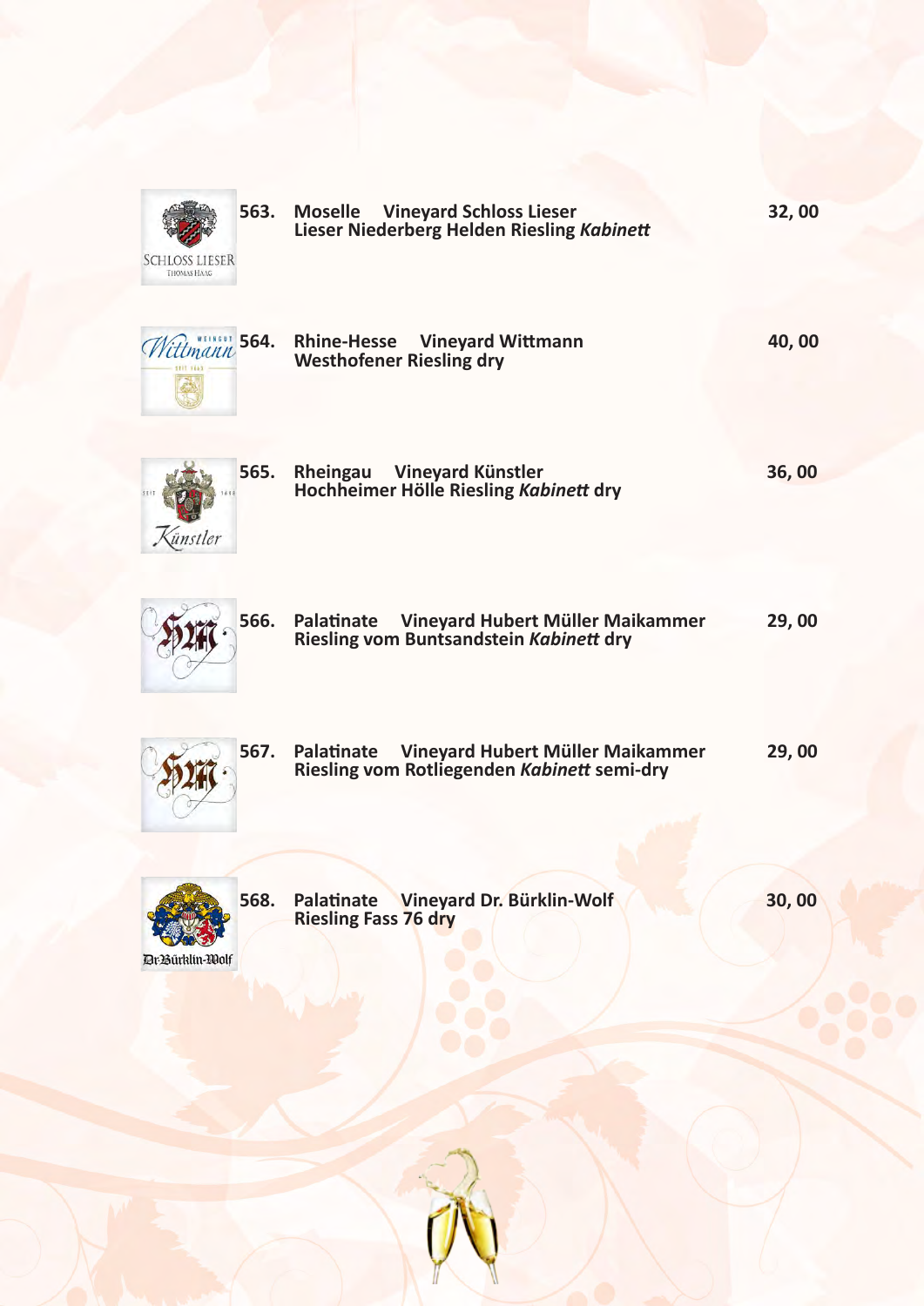**563.** **Moselle** **Vineyard Schloss Lieser**
**Lieser Niederberg Helden Riesling *Kabinett*** **32, 00**

**564.** **Rhine-Hesse** **Vineyard Wittmann**
**Westhofener Riesling dry** **40, 00**

**565.** **Rheingau** **Vineyard Künstler**
**Hochheimer Hölle Riesling *Kabinett* dry** **36, 00**

**566.** **Palatinate** **Vineyard Hubert Müller Maikammer**
**Riesling vom Buntsandstein *Kabinett* dry** **29, 00**

**567.** **Palatinate** **Vineyard Hubert Müller Maikammer**
**Riesling vom Rotliegenden *Kabinett* semi-dry** **29, 00**

**568.** **Palatinate** **Vineyard Dr. Bürklin-Wolf**
**Riesling Fass 76 dry** **30, 00**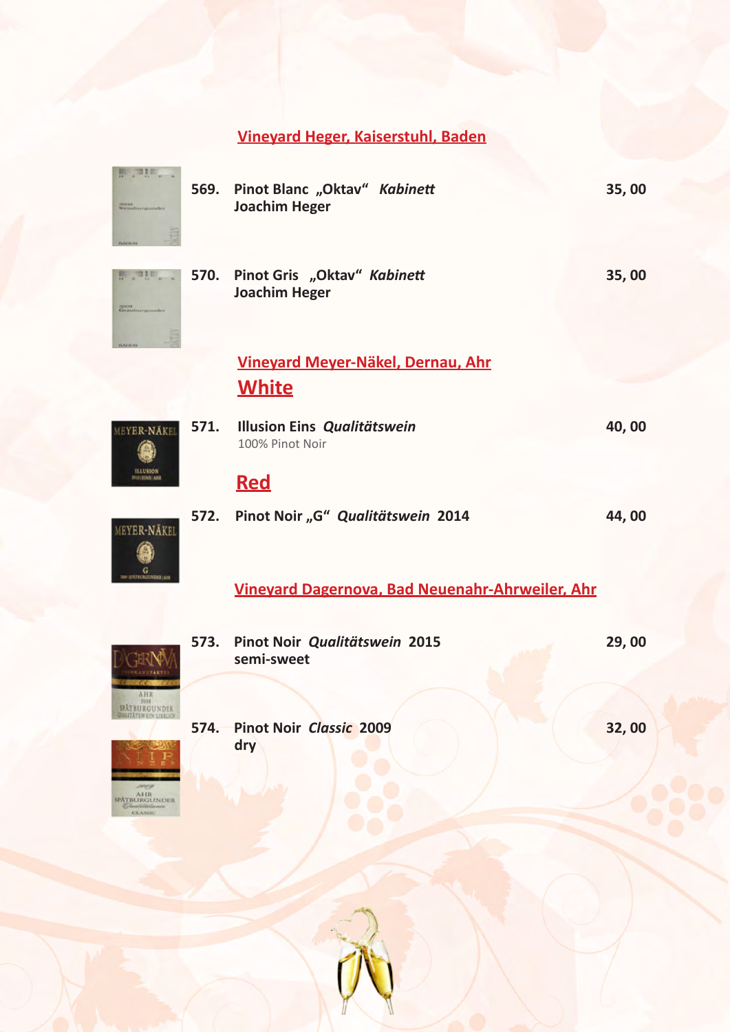## Vineyard Heger, Kaiserstuhl, Baden

569. **Pinot Blanc „Oktav“ *Kabinett*** **35, 00**
**Joachim Heger**

570. **Pinot Gris „Oktav“ *Kabinett*** **35, 00**
**Joachim Heger**

## Vineyard Meyer-Näkel, Dernau, Ahr

### White

571. **Illusion Eins *Qualitätswein*** **40, 00**
100% Pinot Noir

### Red

572. **Pinot Noir „G“ *Qualitätswein* 2014** **44, 00**

## Vineyard Dagernova, Bad Neuenahr-Ahrweiler, Ahr

573. **Pinot Noir *Qualitätswein* 2015** **29, 00**
**semi-sweet**

574. **Pinot Noir *Classic* 2009** **32, 00**
**dry**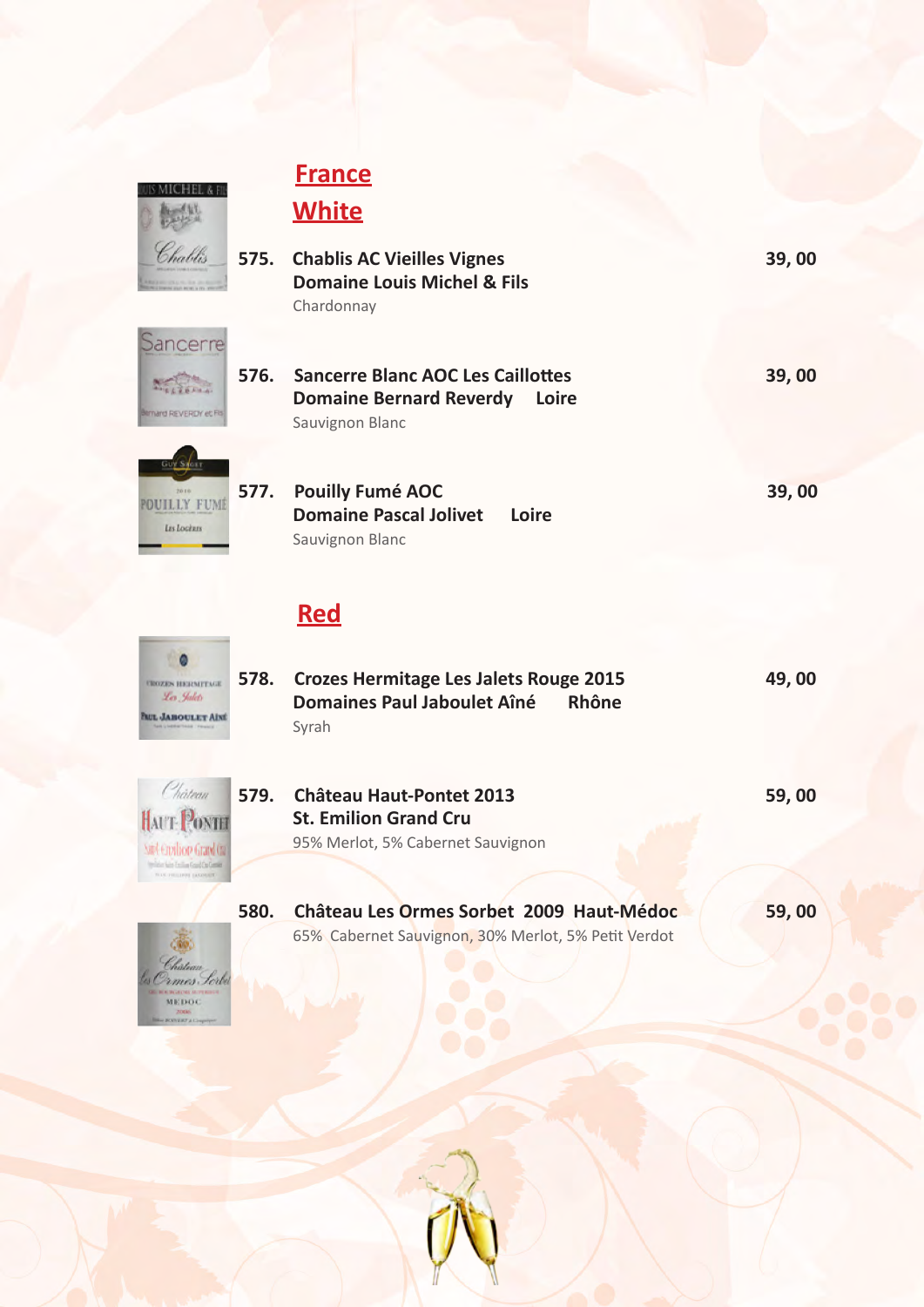## France

### White

**575. Chablis AC Vieilles Vignes** **39, 00**
**Domaine Louis Michel & Fils**
Chardonnay

**576. Sancerre Blanc AOC Les Caillottes** **39, 00**
**Domaine Bernard Reverdy Loire**
Sauvignon Blanc

**577. Pouilly Fumé AOC** **39, 00**
**Domaine Pascal Jolivet Loire**
Sauvignon Blanc

### Red

**578. Crozes Hermitage Les Jalets Rouge 2015** **49, 00**
**Domaines Paul Jaboulet Aîné Rhône**
Syrah

**579. Château Haut-Pontet 2013** **59, 00**
**St. Emilion Grand Cru**
95% Merlot, 5% Cabernet Sauvignon

**580. Château Les Ormes Sorbet 2009 Haut-Médoc** **59, 00**
65% Cabernet Sauvignon, 30% Merlot, 5% Petit Verdot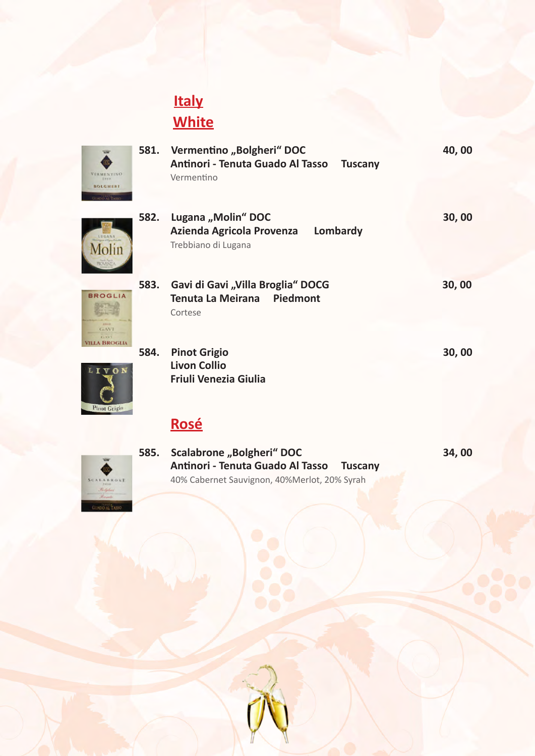# Italy

## White

**581. Vermentino „Bolgheri“ DOC** — **40, 00**
**Antinori - Tenuta Guado Al Tasso** **Tuscany**
Vermentino

**582. Lugana „Molin“ DOC** — **30, 00**
**Azienda Agricola Provenza** **Lombardy**
Trebbiano di Lugana

**583. Gavi di Gavi „Villa Broglia“ DOCG** — **30, 00**
**Tenuta La Meirana** **Piedmont**
Cortese

**584. Pinot Grigio** — **30, 00**
**Livon Collio**
**Friuli Venezia Giulia**

## Rosé

**585. Scalabrone „Bolgheri“ DOC** — **34, 00**
**Antinori - Tenuta Guado Al Tasso** **Tuscany**
40% Cabernet Sauvignon, 40%Merlot, 20% Syrah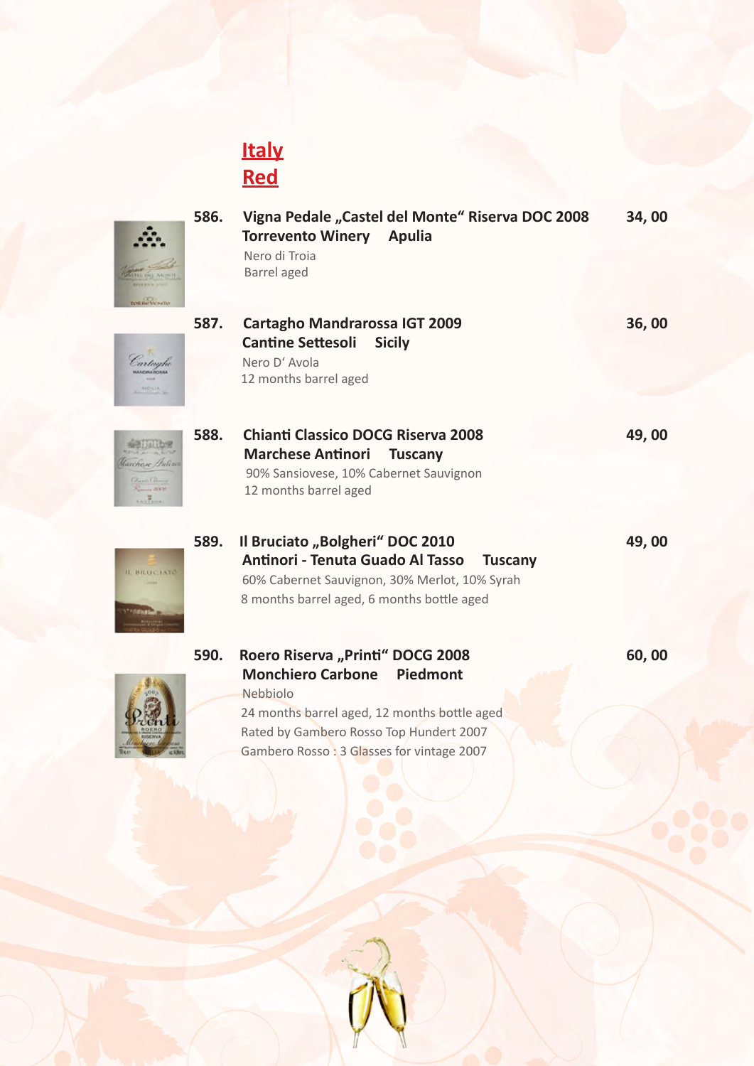# Italy
## Red

**586.** **Vigna Pedale „Castel del Monte" Riserva DOC 2008** — **34, 00**
**Torrevento Winery    Apulia**
Nero di Troia
Barrel aged

**587.** **Cartagho Mandrarossa IGT 2009** — **36, 00**
**Cantine Settesoli    Sicily**
Nero D' Avola
12 months barrel aged

**588.** **Chianti Classico DOCG Riserva 2008** — **49, 00**
**Marchese Antinori    Tuscany**
90% Sansiovese, 10% Cabernet Sauvignon
12 months barrel aged

**589.** **Il Bruciato „Bolgheri" DOC 2010** — **49, 00**
**Antinori - Tenuta Guado Al Tasso    Tuscany**
60% Cabernet Sauvignon, 30% Merlot, 10% Syrah
8 months barrel aged, 6 months bottle aged

**590.** **Roero Riserva „Printi" DOCG 2008** — **60, 00**
**Monchiero Carbone    Piedmont**
Nebbiolo
24 months barrel aged, 12 months bottle aged
Rated by Gambero Rosso Top Hundert 2007
Gambero Rosso : 3 Glasses for vintage 2007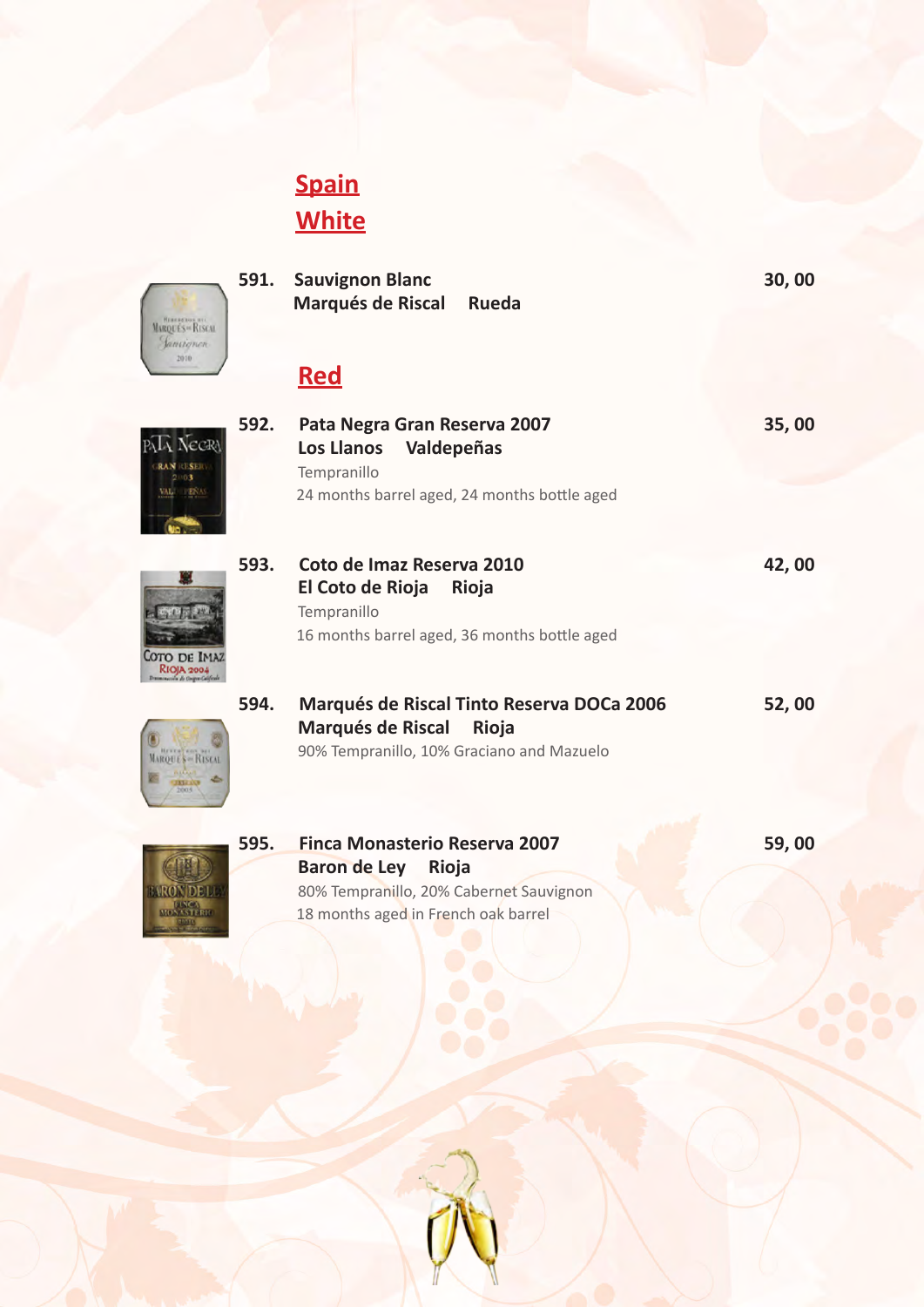## Spain

## White

**591. Sauvignon Blanc** **30, 00**
**Marqués de Riscal Rueda**

## Red

**592. Pata Negra Gran Reserva 2007** **35, 00**
**Los Llanos Valdepeñas**
Tempranillo
24 months barrel aged, 24 months bottle aged

**593. Coto de Imaz Reserva 2010** **42, 00**
**El Coto de Rioja Rioja**
Tempranillo
16 months barrel aged, 36 months bottle aged

**594. Marqués de Riscal Tinto Reserva DOCa 2006** **52, 00**
**Marqués de Riscal Rioja**
90% Tempranillo, 10% Graciano and Mazuelo

**595. Finca Monasterio Reserva 2007** **59, 00**
**Baron de Ley Rioja**
80% Tempranillo, 20% Cabernet Sauvignon
18 months aged in French oak barrel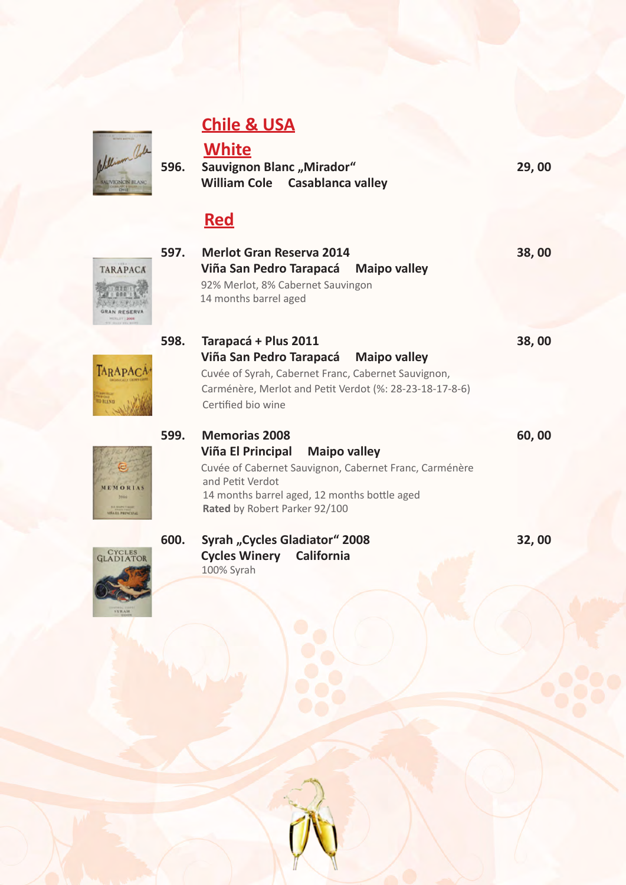## Chile & USA

### White

**596.** **Sauvignon Blanc „Mirador“** — **29, 00**
**William Cole Casablanca valley**

### Red

**597.** **Merlot Gran Reserva 2014** — **38, 00**
**Viña San Pedro Tarapacá Maipo valley**
92% Merlot, 8% Cabernet Sauvingon
14 months barrel aged

**598.** **Tarapacá + Plus 2011** — **38, 00**
**Viña San Pedro Tarapacá Maipo valley**
Cuvée of Syrah, Cabernet Franc, Cabernet Sauvignon, Carménère, Merlot and Petit Verdot (%: 28-23-18-17-8-6)
Certified bio wine

**599.** **Memorias 2008** — **60, 00**
**Viña El Principal Maipo valley**
Cuvée of Cabernet Sauvignon, Cabernet Franc, Carménère and Petit Verdot
14 months barrel aged, 12 months bottle aged
**Rated** by Robert Parker 92/100

**600.** **Syrah „Cycles Gladiator“ 2008** — **32, 00**
**Cycles Winery California**
100% Syrah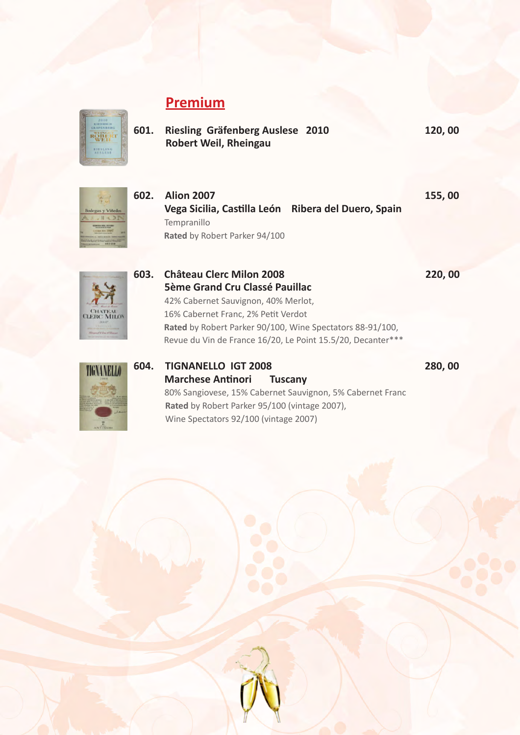## Premium

**601.** **Riesling Gräfenberg Auslese 2010** **120, 00**
**Robert Weil, Rheingau**

**602.** **Alion 2007** **155, 00**
**Vega Sicilia, Castilla León Ribera del Duero, Spain**
Tempranillo
**Rated** by Robert Parker 94/100

**603.** **Château Clerc Milon 2008** **220, 00**
**5ème Grand Cru Classé Pauillac**
42% Cabernet Sauvignon, 40% Merlot,
16% Cabernet Franc, 2% Petit Verdot
**Rated** by Robert Parker 90/100, Wine Spectators 88-91/100,
Revue du Vin de France 16/20, Le Point 15.5/20, Decanter***

**604.** **TIGNANELLO IGT 2008** **280, 00**
**Marchese Antinori Tuscany**
80% Sangiovese, 15% Cabernet Sauvignon, 5% Cabernet Franc
**Rated** by Robert Parker 95/100 (vintage 2007),
Wine Spectators 92/100 (vintage 2007)